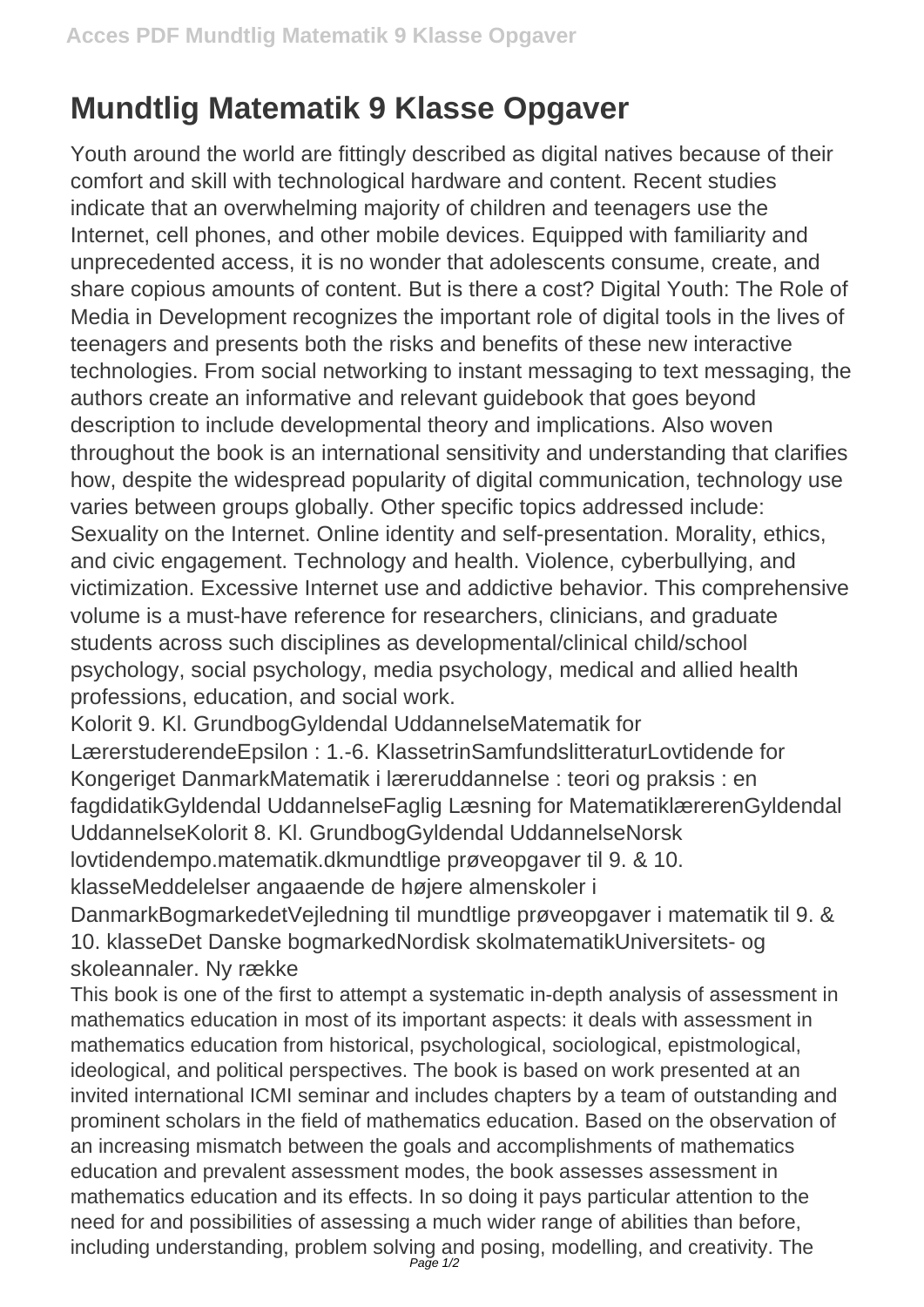# Mundtlig Matematik 9 Klasse Opgaver

Youth around the world are fittingly described as digital natives because of their comfort and skill with technological hardware and content. Recent studies indicate that an overwhelming majority of children and teenagers use the Internet, cell phones, and other mobile devices. Equipped with familiarity and unprecedented access, it is no wonder that adolescents consume, create, and share copious amounts of content. But is there a cost? Digital Youth: The Role of Media in Development recognizes the important role of digital tools in the lives of teenagers and presents both the risks and benefits of these new interactive technologies. From social networking to instant messaging to text messaging, the authors create an informative and relevant guidebook that goes beyond description to include developmental theory and implications. Also woven throughout the book is an international sensitivity and understanding that clarifies how, despite the widespread popularity of digital communication, technology use varies between groups globally. Other specific topics addressed include: Sexuality on the Internet. Online identity and self-presentation. Morality, ethics, and civic engagement. Technology and health. Violence, cyberbullying, and victimization. Excessive Internet use and addictive behavior. This comprehensive volume is a must-have reference for researchers, clinicians, and graduate students across such disciplines as developmental/clinical child/school psychology, social psychology, media psychology, medical and allied health professions, education, and social work.

Kolorit 9. Kl. GrundbogGyldendal UddannelseMatematik for LærerstuderendeEpsilon : 1.-6. KlassetrinSamfundslitteraturLovtidende for Kongeriget DanmarkMatematik i læreruddannelse : teori og praksis : en fagdidatikGyldendal UddannelseFaglig Læsning for MatematiklærerenGyldendal UddannelseKolorit 8. Kl. GrundbogGyldendal UddannelseNorsk lovtidendempo.matematik.dkmundtlige prøveopgaver til 9. & 10. klasseMeddelelser angaaende de højere almenskoler i DanmarkBogmarkedetVejledning til mundtlige prøveopgaver i matematik til 9. & 10. klasseDet Danske bogmarkedNordisk skolmatematikUniversitets- og skoleannaler. Ny række

This book is one of the first to attempt a systematic in-depth analysis of assessment in mathematics education in most of its important aspects: it deals with assessment in mathematics education from historical, psychological, sociological, epistmological, ideological, and political perspectives. The book is based on work presented at an invited international ICMI seminar and includes chapters by a team of outstanding and prominent scholars in the field of mathematics education. Based on the observation of an increasing mismatch between the goals and accomplishments of mathematics education and prevalent assessment modes, the book assesses assessment in mathematics education and its effects. In so doing it pays particular attention to the need for and possibilities of assessing a much wider range of abilities than before, including understanding, problem solving and posing, modelling, and creativity. The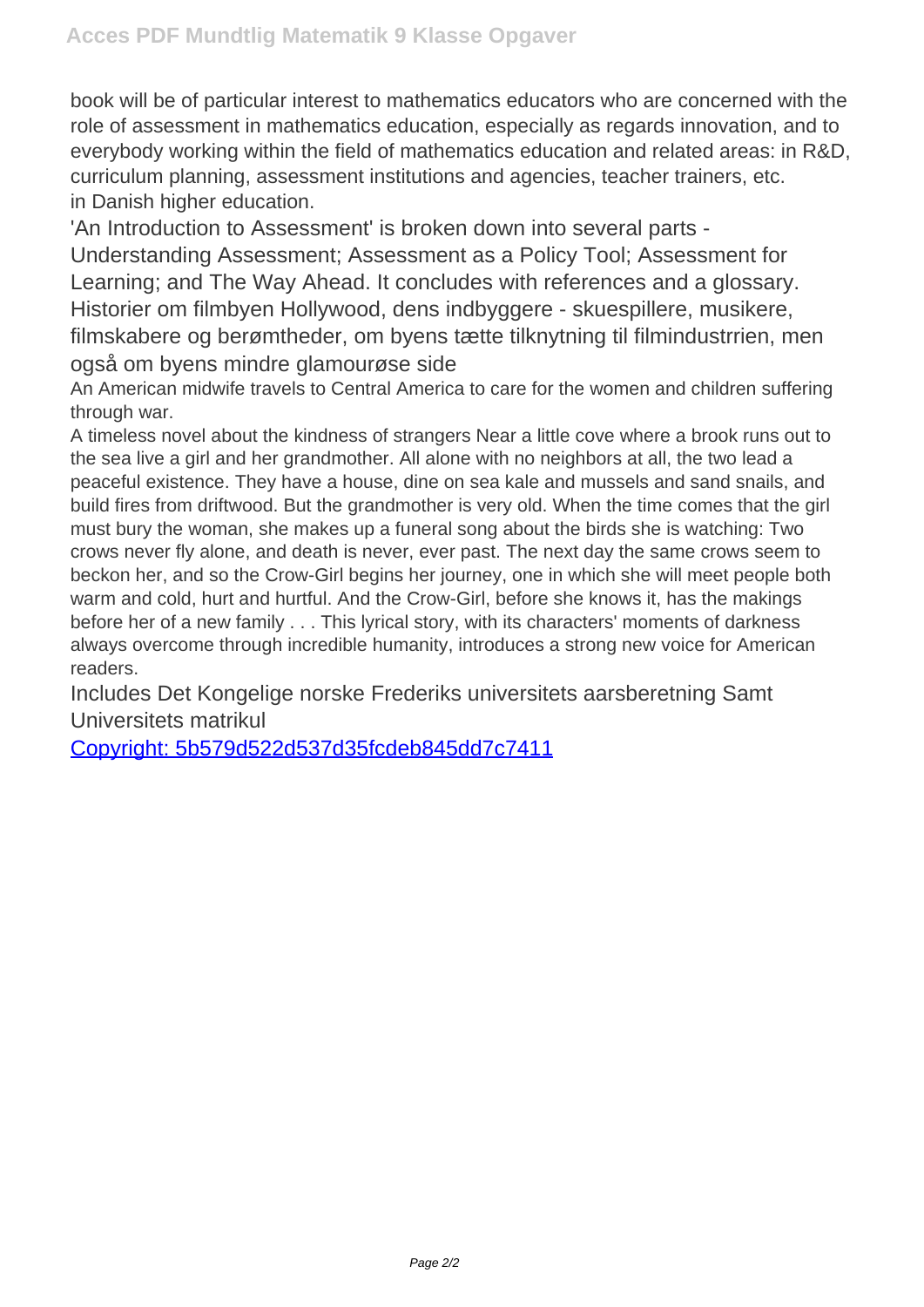book will be of particular interest to mathematics educators who are concerned with the role of assessment in mathematics education, especially as regards innovation, and to everybody working within the field of mathematics education and related areas: in R&D, curriculum planning, assessment institutions and agencies, teacher trainers, etc.
in Danish higher education.

'An Introduction to Assessment' is broken down into several parts - Understanding Assessment; Assessment as a Policy Tool; Assessment for Learning; and The Way Ahead. It concludes with references and a glossary.
Historier om filmbyen Hollywood, dens indbyggere - skuespillere, musikere, filmskabere og berømtheder, om byens tætte tilknytning til filmindustrrien, men også om byens mindre glamourøse side

An American midwife travels to Central America to care for the women and children suffering through war.

A timeless novel about the kindness of strangers Near a little cove where a brook runs out to the sea live a girl and her grandmother. All alone with no neighbors at all, the two lead a peaceful existence. They have a house, dine on sea kale and mussels and sand snails, and build fires from driftwood. But the grandmother is very old. When the time comes that the girl must bury the woman, she makes up a funeral song about the birds she is watching: Two crows never fly alone, and death is never, ever past. The next day the same crows seem to beckon her, and so the Crow-Girl begins her journey, one in which she will meet people both warm and cold, hurt and hurtful. And the Crow-Girl, before she knows it, has the makings before her of a new family . . . This lyrical story, with its characters' moments of darkness always overcome through incredible humanity, introduces a strong new voice for American readers.

Includes Det Kongelige norske Frederiks universitets aarsberetning Samt Universitets matrikul

Copyright: 5b579d522d537d35fcdeb845dd7c7411